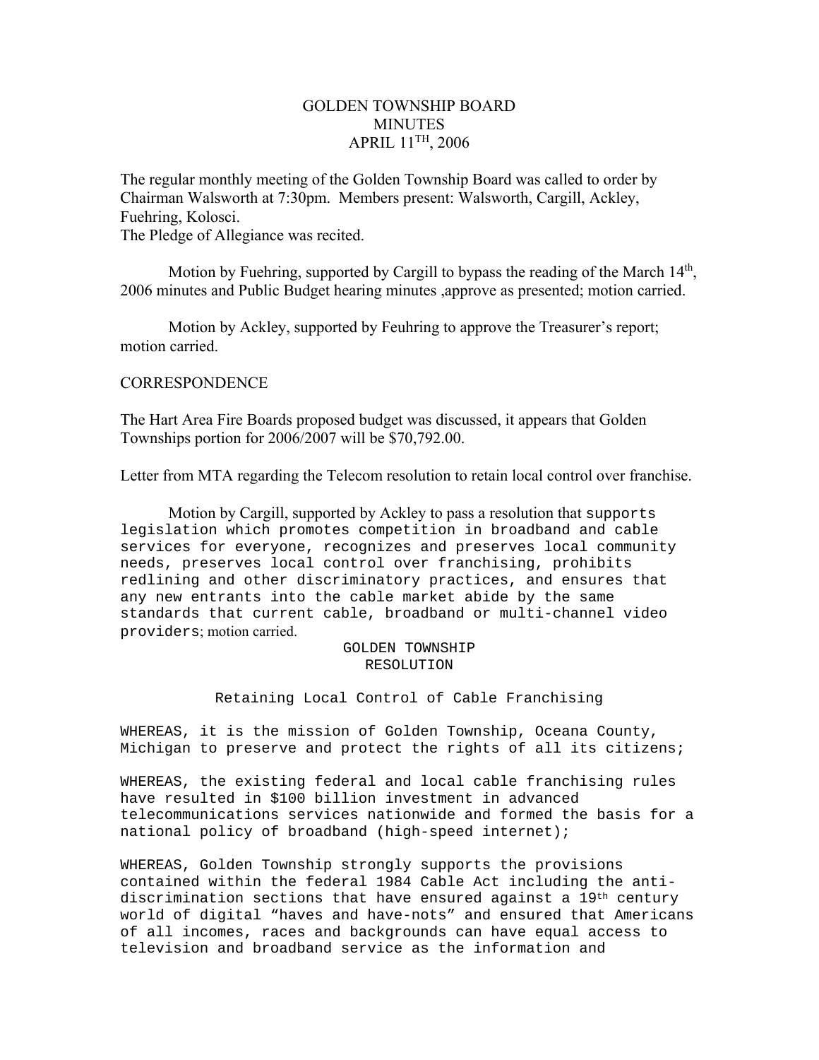# GOLDEN TOWNSHIP BOARD
## MINUTES
## APRIL 11TH, 2006

The regular monthly meeting of the Golden Township Board was called to order by Chairman Walsworth at 7:30pm. Members present: Walsworth, Cargill, Ackley, Fuehring, Kolosci.
The Pledge of Allegiance was recited.

Motion by Fuehring, supported by Cargill to bypass the reading of the March 14th, 2006 minutes and Public Budget hearing minutes ,approve as presented; motion carried.

Motion by Ackley, supported by Feuhring to approve the Treasurer's report; motion carried.

CORRESPONDENCE

The Hart Area Fire Boards proposed budget was discussed, it appears that Golden Townships portion for 2006/2007 will be $70,792.00.

Letter from MTA regarding the Telecom resolution to retain local control over franchise.

Motion by Cargill, supported by Ackley to pass a resolution that supports legislation which promotes competition in broadband and cable services for everyone, recognizes and preserves local community needs, preserves local control over franchising, prohibits redlining and other discriminatory practices, and ensures that any new entrants into the cable market abide by the same standards that current cable, broadband or multi-channel video providers; motion carried.

GOLDEN TOWNSHIP
RESOLUTION

Retaining Local Control of Cable Franchising

WHEREAS, it is the mission of Golden Township, Oceana County, Michigan to preserve and protect the rights of all its citizens;

WHEREAS, the existing federal and local cable franchising rules have resulted in $100 billion investment in advanced telecommunications services nationwide and formed the basis for a national policy of broadband (high-speed internet);

WHEREAS, Golden Township strongly supports the provisions contained within the federal 1984 Cable Act including the anti-discrimination sections that have ensured against a 19th century world of digital "haves and have-nots" and ensured that Americans of all incomes, races and backgrounds can have equal access to television and broadband service as the information and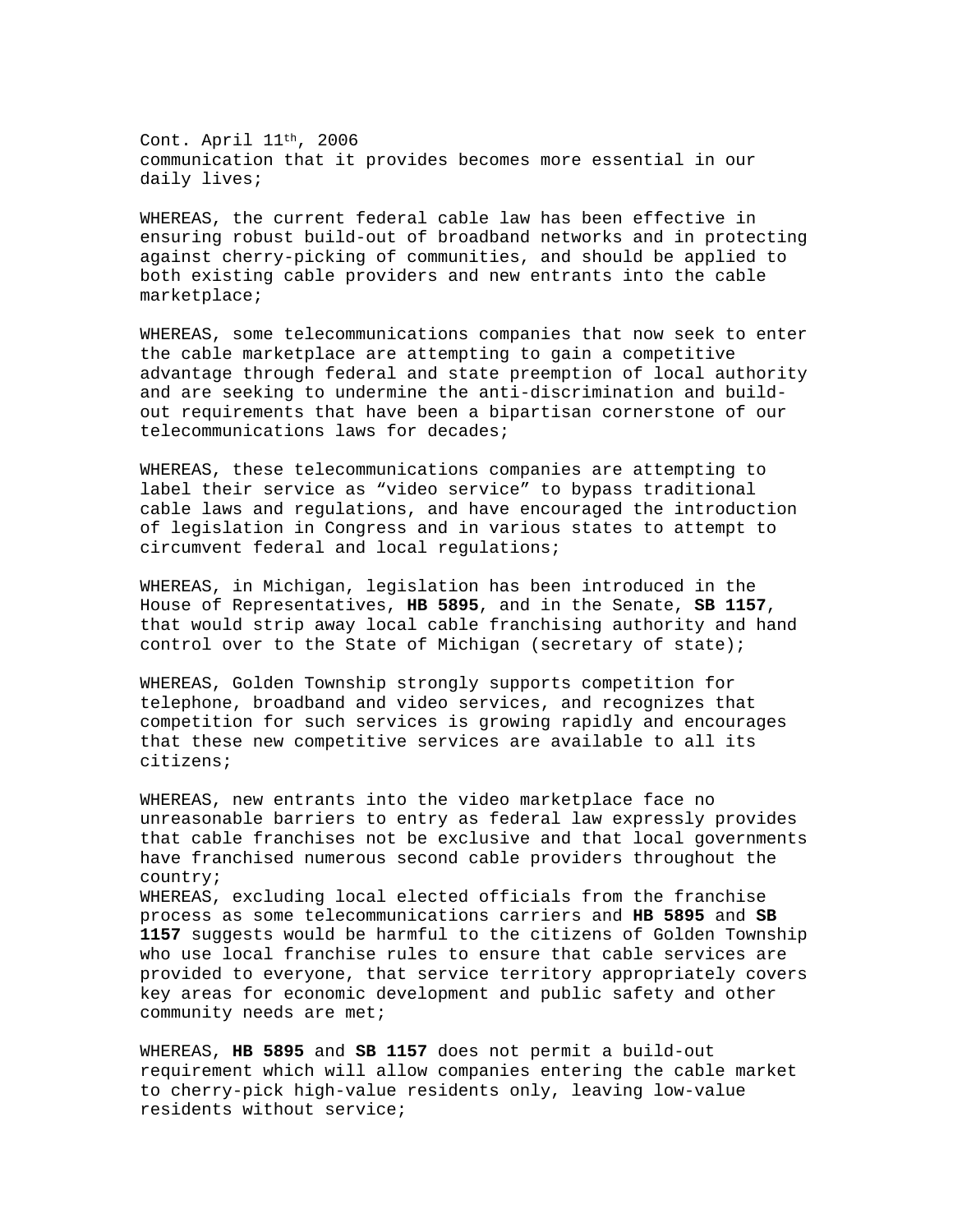Cont. April 11th, 2006
communication that it provides becomes more essential in our daily lives;

WHEREAS, the current federal cable law has been effective in ensuring robust build-out of broadband networks and in protecting against cherry-picking of communities, and should be applied to both existing cable providers and new entrants into the cable marketplace;

WHEREAS, some telecommunications companies that now seek to enter the cable marketplace are attempting to gain a competitive advantage through federal and state preemption of local authority and are seeking to undermine the anti-discrimination and build-out requirements that have been a bipartisan cornerstone of our telecommunications laws for decades;

WHEREAS, these telecommunications companies are attempting to label their service as "video service" to bypass traditional cable laws and regulations, and have encouraged the introduction of legislation in Congress and in various states to attempt to circumvent federal and local regulations;

WHEREAS, in Michigan, legislation has been introduced in the House of Representatives, **HB 5895**, and in the Senate, **SB 1157**, that would strip away local cable franchising authority and hand control over to the State of Michigan (secretary of state);

WHEREAS, Golden Township strongly supports competition for telephone, broadband and video services, and recognizes that competition for such services is growing rapidly and encourages that these new competitive services are available to all its citizens;

WHEREAS, new entrants into the video marketplace face no unreasonable barriers to entry as federal law expressly provides that cable franchises not be exclusive and that local governments have franchised numerous second cable providers throughout the country;

WHEREAS, excluding local elected officials from the franchise process as some telecommunications carriers and **HB 5895** and **SB 1157** suggests would be harmful to the citizens of Golden Township who use local franchise rules to ensure that cable services are provided to everyone, that service territory appropriately covers key areas for economic development and public safety and other community needs are met;

WHEREAS, **HB 5895** and **SB 1157** does not permit a build-out requirement which will allow companies entering the cable market to cherry-pick high-value residents only, leaving low-value residents without service;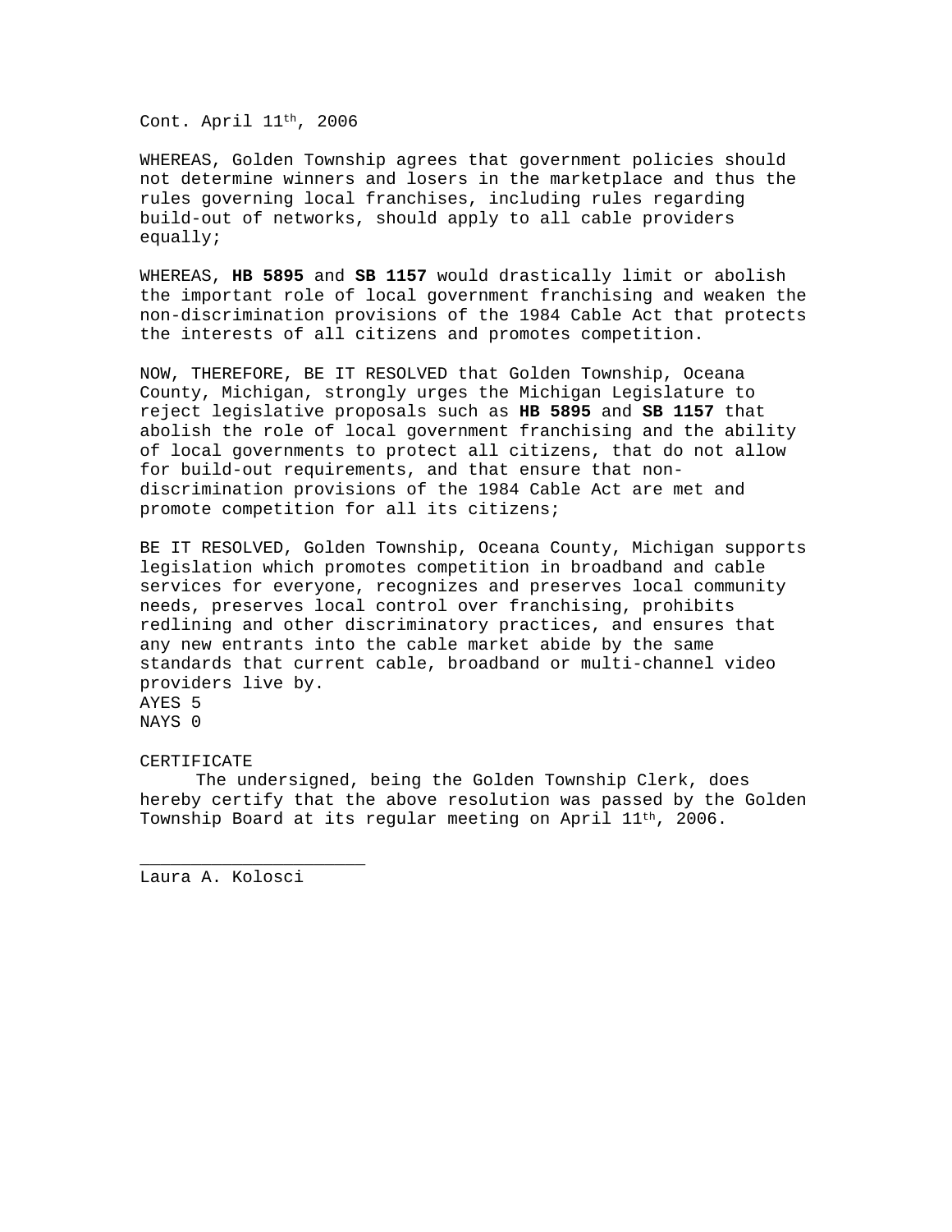Cont. April 11th, 2006

WHEREAS, Golden Township agrees that government policies should not determine winners and losers in the marketplace and thus the rules governing local franchises, including rules regarding build-out of networks, should apply to all cable providers equally;

WHEREAS, **HB 5895** and **SB 1157** would drastically limit or abolish the important role of local government franchising and weaken the non-discrimination provisions of the 1984 Cable Act that protects the interests of all citizens and promotes competition.

NOW, THEREFORE, BE IT RESOLVED that Golden Township, Oceana County, Michigan, strongly urges the Michigan Legislature to reject legislative proposals such as **HB 5895** and **SB 1157** that abolish the role of local government franchising and the ability of local governments to protect all citizens, that do not allow for build-out requirements, and that ensure that non-discrimination provisions of the 1984 Cable Act are met and promote competition for all its citizens;

BE IT RESOLVED, Golden Township, Oceana County, Michigan supports legislation which promotes competition in broadband and cable services for everyone, recognizes and preserves local community needs, preserves local control over franchising, prohibits redlining and other discriminatory practices, and ensures that any new entrants into the cable market abide by the same standards that current cable, broadband or multi-channel video providers live by.
AYES 5
NAYS 0

CERTIFICATE

The undersigned, being the Golden Township Clerk, does hereby certify that the above resolution was passed by the Golden Township Board at its regular meeting on April 11th, 2006.

_____________________
Laura A. Kolosci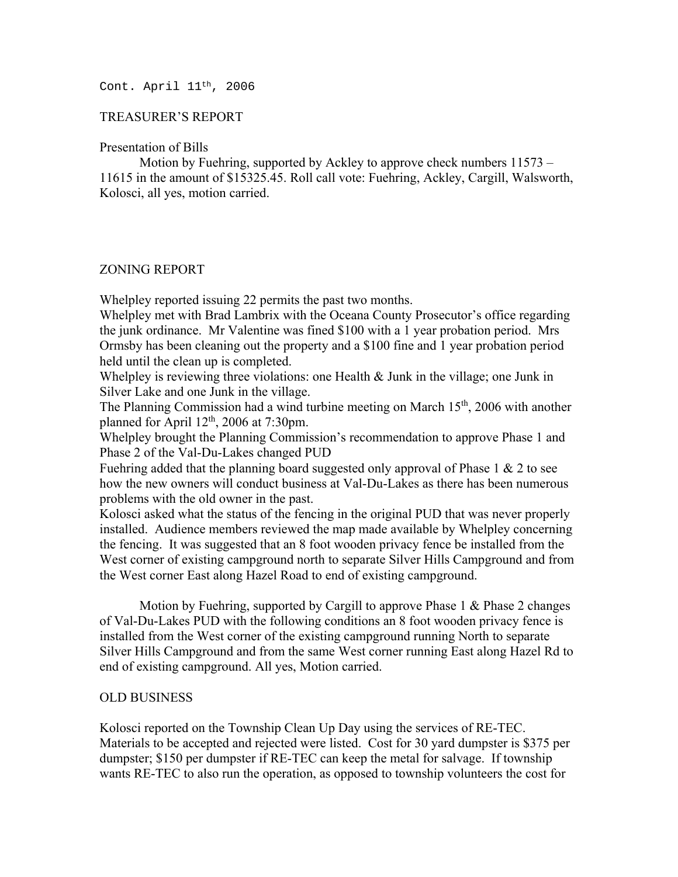Cont. April 11th, 2006

TREASURER'S REPORT

Presentation of Bills

Motion by Fuehring, supported by Ackley to approve check numbers 11573 – 11615 in the amount of $15325.45. Roll call vote: Fuehring, Ackley, Cargill, Walsworth, Kolosci, all yes, motion carried.

ZONING REPORT

Whelpley reported issuing 22 permits the past two months.
Whelpley met with Brad Lambrix with the Oceana County Prosecutor's office regarding the junk ordinance. Mr Valentine was fined $100 with a 1 year probation period. Mrs Ormsby has been cleaning out the property and a $100 fine and 1 year probation period held until the clean up is completed.
Whelpley is reviewing three violations: one Health & Junk in the village; one Junk in Silver Lake and one Junk in the village.
The Planning Commission had a wind turbine meeting on March 15th, 2006 with another planned for April 12th, 2006 at 7:30pm.
Whelpley brought the Planning Commission's recommendation to approve Phase 1 and Phase 2 of the Val-Du-Lakes changed PUD
Fuehring added that the planning board suggested only approval of Phase 1 & 2 to see how the new owners will conduct business at Val-Du-Lakes as there has been numerous problems with the old owner in the past.
Kolosci asked what the status of the fencing in the original PUD that was never properly installed. Audience members reviewed the map made available by Whelpley concerning the fencing. It was suggested that an 8 foot wooden privacy fence be installed from the West corner of existing campground north to separate Silver Hills Campground and from the West corner East along Hazel Road to end of existing campground.

Motion by Fuehring, supported by Cargill to approve Phase 1 & Phase 2 changes of Val-Du-Lakes PUD with the following conditions an 8 foot wooden privacy fence is installed from the West corner of the existing campground running North to separate Silver Hills Campground and from the same West corner running East along Hazel Rd to end of existing campground. All yes, Motion carried.

OLD BUSINESS

Kolosci reported on the Township Clean Up Day using the services of RE-TEC. Materials to be accepted and rejected were listed. Cost for 30 yard dumpster is $375 per dumpster; $150 per dumpster if RE-TEC can keep the metal for salvage. If township wants RE-TEC to also run the operation, as opposed to township volunteers the cost for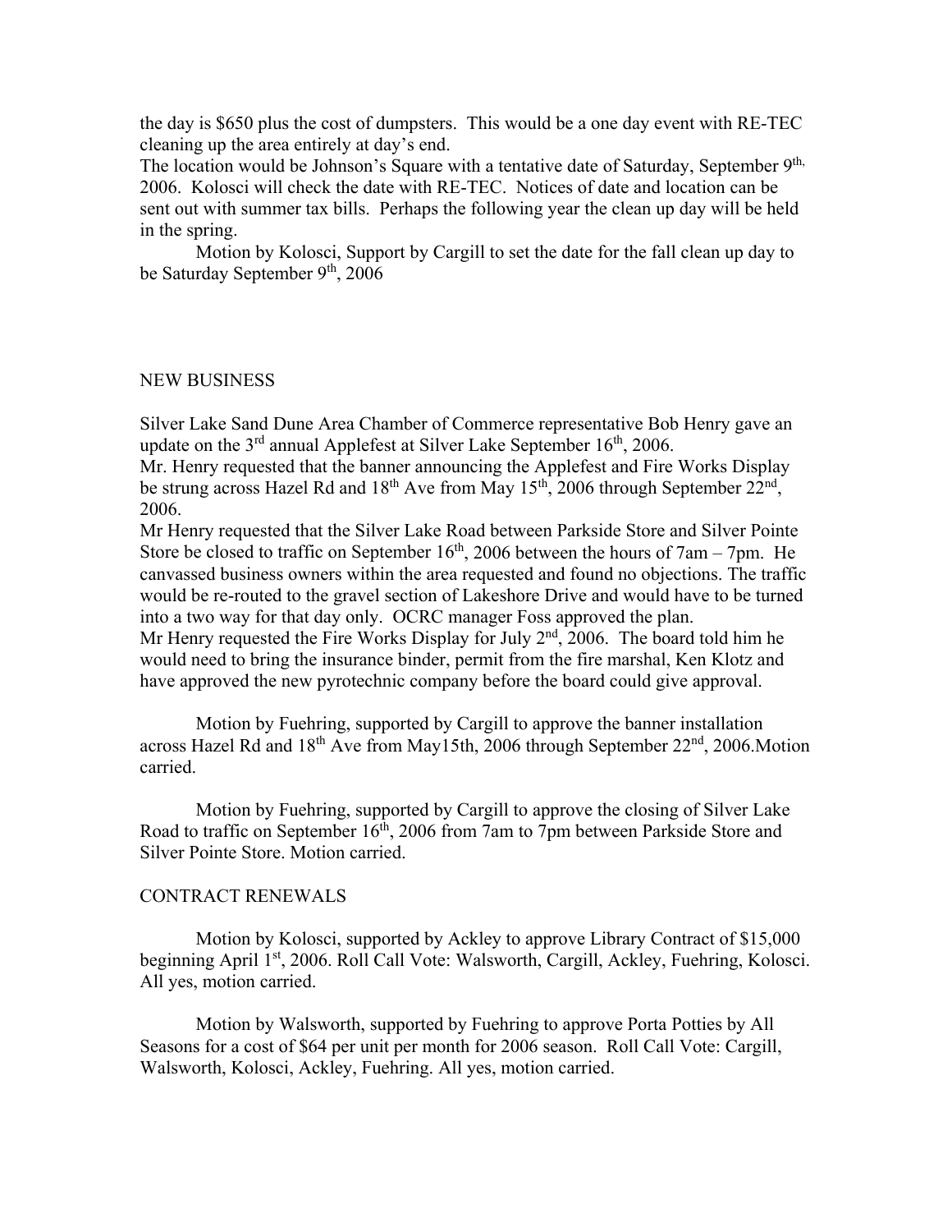the day is $650 plus the cost of dumpsters. This would be a one day event with RE-TEC cleaning up the area entirely at day's end.

The location would be Johnson's Square with a tentative date of Saturday, September 9th, 2006. Kolosci will check the date with RE-TEC. Notices of date and location can be sent out with summer tax bills. Perhaps the following year the clean up day will be held in the spring.

Motion by Kolosci, Support by Cargill to set the date for the fall clean up day to be Saturday September 9th, 2006

NEW BUSINESS

Silver Lake Sand Dune Area Chamber of Commerce representative Bob Henry gave an update on the 3rd annual Applefest at Silver Lake September 16th, 2006.

Mr. Henry requested that the banner announcing the Applefest and Fire Works Display be strung across Hazel Rd and 18th Ave from May 15th, 2006 through September 22nd, 2006.

Mr Henry requested that the Silver Lake Road between Parkside Store and Silver Pointe Store be closed to traffic on September 16th, 2006 between the hours of 7am – 7pm. He canvassed business owners within the area requested and found no objections. The traffic would be re-routed to the gravel section of Lakeshore Drive and would have to be turned into a two way for that day only. OCRC manager Foss approved the plan.

Mr Henry requested the Fire Works Display for July 2nd, 2006. The board told him he would need to bring the insurance binder, permit from the fire marshal, Ken Klotz and have approved the new pyrotechnic company before the board could give approval.

Motion by Fuehring, supported by Cargill to approve the banner installation across Hazel Rd and 18th Ave from May15th, 2006 through September 22nd, 2006.Motion carried.

Motion by Fuehring, supported by Cargill to approve the closing of Silver Lake Road to traffic on September 16th, 2006 from 7am to 7pm between Parkside Store and Silver Pointe Store. Motion carried.

CONTRACT RENEWALS

Motion by Kolosci, supported by Ackley to approve Library Contract of $15,000 beginning April 1st, 2006. Roll Call Vote: Walsworth, Cargill, Ackley, Fuehring, Kolosci. All yes, motion carried.

Motion by Walsworth, supported by Fuehring to approve Porta Potties by All Seasons for a cost of $64 per unit per month for 2006 season. Roll Call Vote: Cargill, Walsworth, Kolosci, Ackley, Fuehring. All yes, motion carried.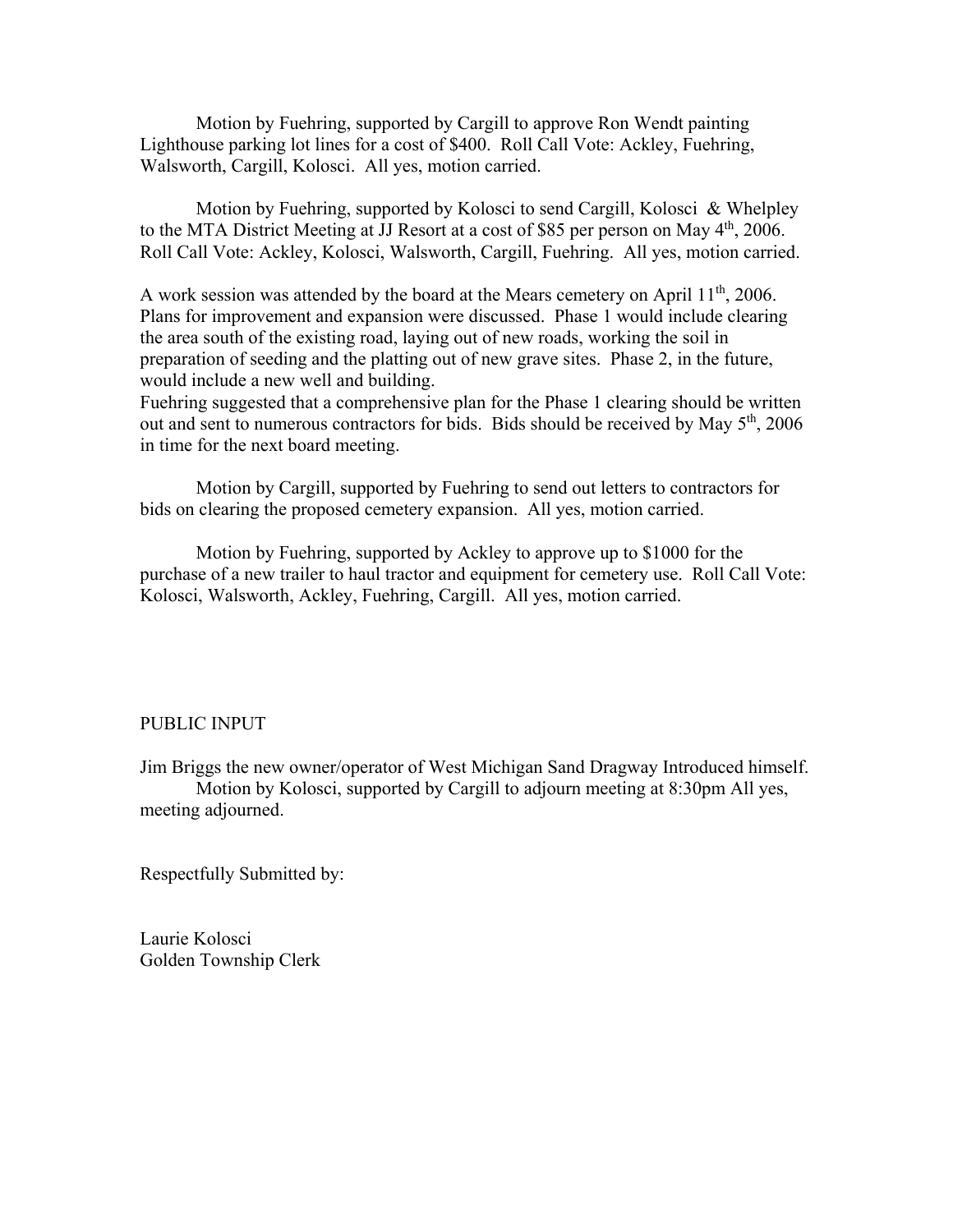Motion by Fuehring, supported by Cargill to approve Ron Wendt painting Lighthouse parking lot lines for a cost of $400. Roll Call Vote: Ackley, Fuehring, Walsworth, Cargill, Kolosci. All yes, motion carried.

Motion by Fuehring, supported by Kolosci to send Cargill, Kolosci & Whelpley to the MTA District Meeting at JJ Resort at a cost of $85 per person on May 4th, 2006. Roll Call Vote: Ackley, Kolosci, Walsworth, Cargill, Fuehring. All yes, motion carried.

A work session was attended by the board at the Mears cemetery on April 11th, 2006. Plans for improvement and expansion were discussed. Phase 1 would include clearing the area south of the existing road, laying out of new roads, working the soil in preparation of seeding and the platting out of new grave sites. Phase 2, in the future, would include a new well and building.
Fuehring suggested that a comprehensive plan for the Phase 1 clearing should be written out and sent to numerous contractors for bids. Bids should be received by May 5th, 2006 in time for the next board meeting.

Motion by Cargill, supported by Fuehring to send out letters to contractors for bids on clearing the proposed cemetery expansion. All yes, motion carried.

Motion by Fuehring, supported by Ackley to approve up to $1000 for the purchase of a new trailer to haul tractor and equipment for cemetery use. Roll Call Vote: Kolosci, Walsworth, Ackley, Fuehring, Cargill. All yes, motion carried.

PUBLIC INPUT

Jim Briggs the new owner/operator of West Michigan Sand Dragway Introduced himself.
Motion by Kolosci, supported by Cargill to adjourn meeting at 8:30pm All yes, meeting adjourned.

Respectfully Submitted by:

Laurie Kolosci
Golden Township Clerk